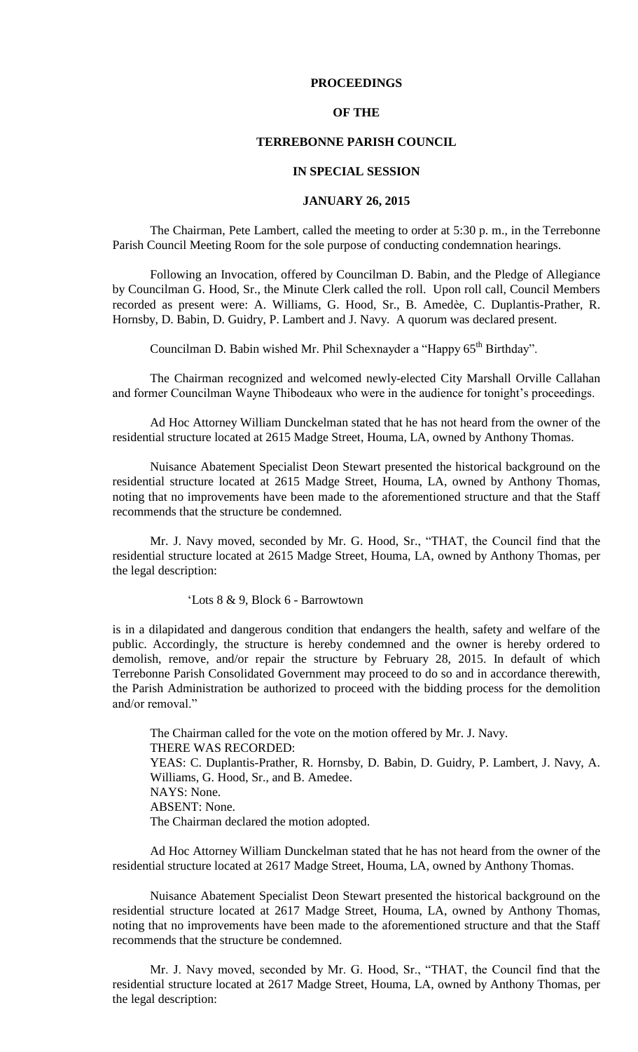# PROCEEDINGS

# OF THE

# TERREBONNE PARISH COUNCIL

# IN SPECIAL SESSION

# JANUARY 26, 2015

The Chairman, Pete Lambert, called the meeting to order at 5:30 p. m., in the Terrebonne Parish Council Meeting Room for the sole purpose of conducting condemnation hearings.

Following an Invocation, offered by Councilman D. Babin, and the Pledge of Allegiance by Councilman G. Hood, Sr., the Minute Clerk called the roll. Upon roll call, Council Members recorded as present were: A. Williams, G. Hood, Sr., B. Amedèe, C. Duplantis-Prather, R. Hornsby, D. Babin, D. Guidry, P. Lambert and J. Navy. A quorum was declared present.

Councilman D. Babin wished Mr. Phil Schexnayder a "Happy 65th Birthday".

The Chairman recognized and welcomed newly-elected City Marshall Orville Callahan and former Councilman Wayne Thibodeaux who were in the audience for tonight's proceedings.

Ad Hoc Attorney William Dunckelman stated that he has not heard from the owner of the residential structure located at 2615 Madge Street, Houma, LA, owned by Anthony Thomas.

Nuisance Abatement Specialist Deon Stewart presented the historical background on the residential structure located at 2615 Madge Street, Houma, LA, owned by Anthony Thomas, noting that no improvements have been made to the aforementioned structure and that the Staff recommends that the structure be condemned.

Mr. J. Navy moved, seconded by Mr. G. Hood, Sr., "THAT, the Council find that the residential structure located at 2615 Madge Street, Houma, LA, owned by Anthony Thomas, per the legal description:

'Lots 8 & 9, Block 6 - Barrowtown

is in a dilapidated and dangerous condition that endangers the health, safety and welfare of the public. Accordingly, the structure is hereby condemned and the owner is hereby ordered to demolish, remove, and/or repair the structure by February 28, 2015. In default of which Terrebonne Parish Consolidated Government may proceed to do so and in accordance therewith, the Parish Administration be authorized to proceed with the bidding process for the demolition and/or removal."

The Chairman called for the vote on the motion offered by Mr. J. Navy.
THERE WAS RECORDED:
YEAS: C. Duplantis-Prather, R. Hornsby, D. Babin, D. Guidry, P. Lambert, J. Navy, A. Williams, G. Hood, Sr., and B. Amedee.
NAYS: None.
ABSENT: None.
The Chairman declared the motion adopted.

Ad Hoc Attorney William Dunckelman stated that he has not heard from the owner of the residential structure located at 2617 Madge Street, Houma, LA, owned by Anthony Thomas.

Nuisance Abatement Specialist Deon Stewart presented the historical background on the residential structure located at 2617 Madge Street, Houma, LA, owned by Anthony Thomas, noting that no improvements have been made to the aforementioned structure and that the Staff recommends that the structure be condemned.

Mr. J. Navy moved, seconded by Mr. G. Hood, Sr., "THAT, the Council find that the residential structure located at 2617 Madge Street, Houma, LA, owned by Anthony Thomas, per the legal description: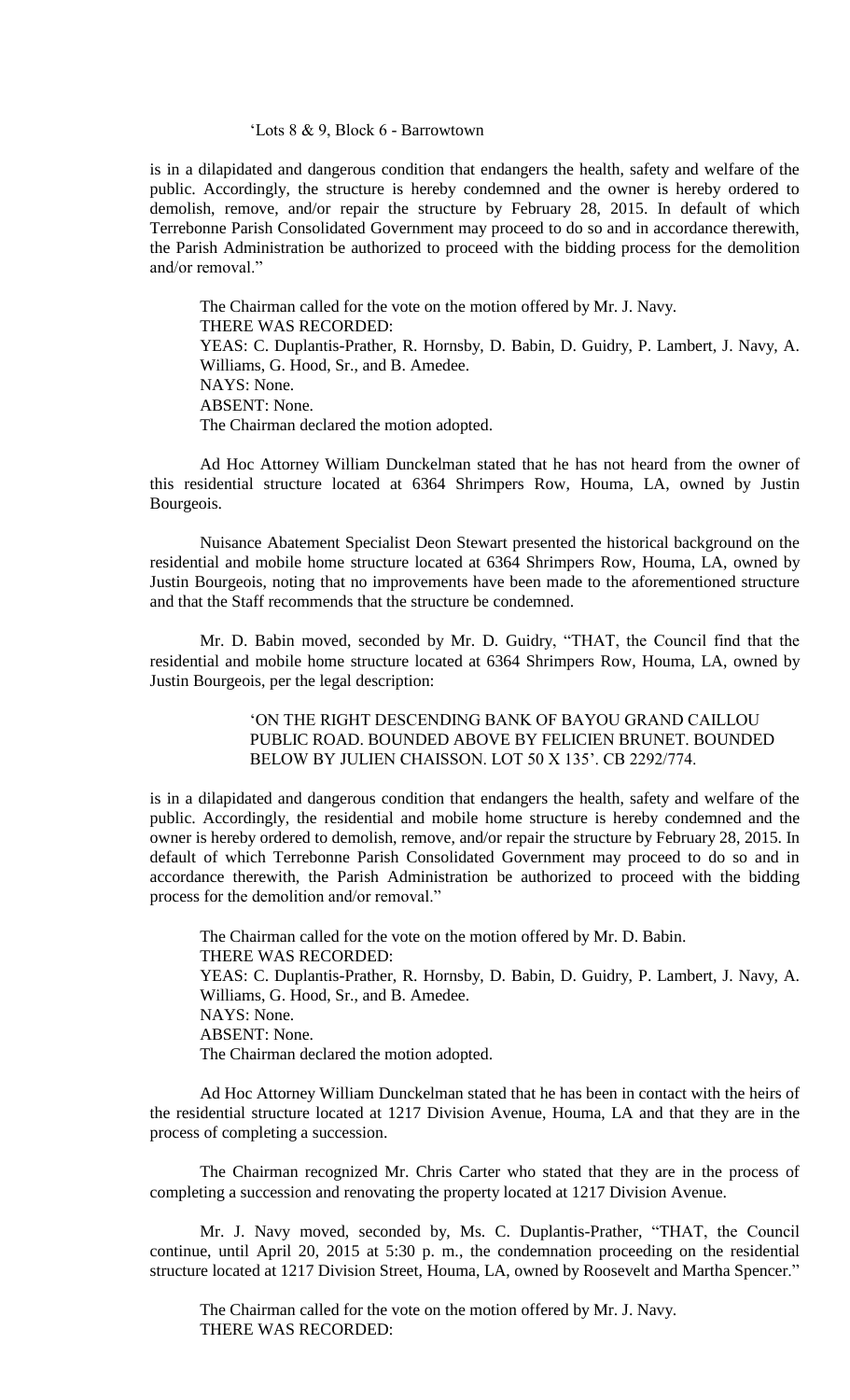'Lots 8 & 9, Block 6 - Barrowtown

is in a dilapidated and dangerous condition that endangers the health, safety and welfare of the public. Accordingly, the structure is hereby condemned and the owner is hereby ordered to demolish, remove, and/or repair the structure by February 28, 2015. In default of which Terrebonne Parish Consolidated Government may proceed to do so and in accordance therewith, the Parish Administration be authorized to proceed with the bidding process for the demolition and/or removal."

The Chairman called for the vote on the motion offered by Mr. J. Navy.
THERE WAS RECORDED:
YEAS: C. Duplantis-Prather, R. Hornsby, D. Babin, D. Guidry, P. Lambert, J. Navy, A. Williams, G. Hood, Sr., and B. Amedee.
NAYS: None.
ABSENT: None.
The Chairman declared the motion adopted.

Ad Hoc Attorney William Dunckelman stated that he has not heard from the owner of this residential structure located at 6364 Shrimpers Row, Houma, LA, owned by Justin Bourgeois.

Nuisance Abatement Specialist Deon Stewart presented the historical background on the residential and mobile home structure located at 6364 Shrimpers Row, Houma, LA, owned by Justin Bourgeois, noting that no improvements have been made to the aforementioned structure and that the Staff recommends that the structure be condemned.

Mr. D. Babin moved, seconded by Mr. D. Guidry, "THAT, the Council find that the residential and mobile home structure located at 6364 Shrimpers Row, Houma, LA, owned by Justin Bourgeois, per the legal description:

'ON THE RIGHT DESCENDING BANK OF BAYOU GRAND CAILLOU PUBLIC ROAD. BOUNDED ABOVE BY FELICIEN BRUNET. BOUNDED BELOW BY JULIEN CHAISSON. LOT 50 X 135'. CB 2292/774.

is in a dilapidated and dangerous condition that endangers the health, safety and welfare of the public. Accordingly, the residential and mobile home structure is hereby condemned and the owner is hereby ordered to demolish, remove, and/or repair the structure by February 28, 2015. In default of which Terrebonne Parish Consolidated Government may proceed to do so and in accordance therewith, the Parish Administration be authorized to proceed with the bidding process for the demolition and/or removal."

The Chairman called for the vote on the motion offered by Mr. D. Babin.
THERE WAS RECORDED:
YEAS: C. Duplantis-Prather, R. Hornsby, D. Babin, D. Guidry, P. Lambert, J. Navy, A. Williams, G. Hood, Sr., and B. Amedee.
NAYS: None.
ABSENT: None.
The Chairman declared the motion adopted.

Ad Hoc Attorney William Dunckelman stated that he has been in contact with the heirs of the residential structure located at 1217 Division Avenue, Houma, LA and that they are in the process of completing a succession.

The Chairman recognized Mr. Chris Carter who stated that they are in the process of completing a succession and renovating the property located at 1217 Division Avenue.

Mr. J. Navy moved, seconded by, Ms. C. Duplantis-Prather, "THAT, the Council continue, until April 20, 2015 at 5:30 p. m., the condemnation proceeding on the residential structure located at 1217 Division Street, Houma, LA, owned by Roosevelt and Martha Spencer."

The Chairman called for the vote on the motion offered by Mr. J. Navy.
THERE WAS RECORDED: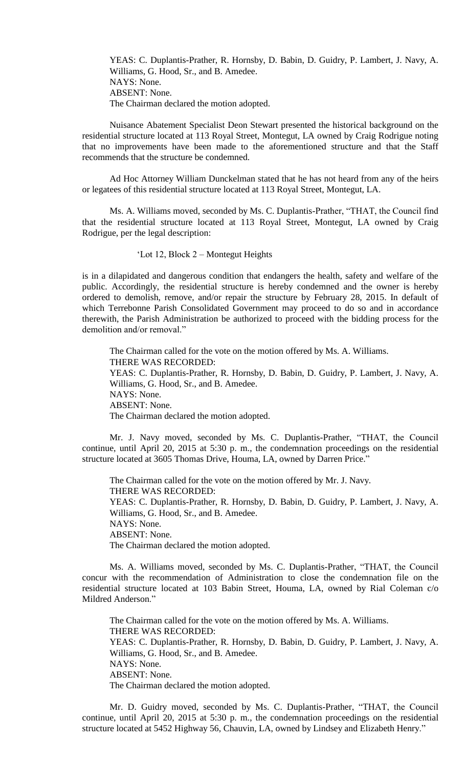YEAS: C. Duplantis-Prather, R. Hornsby, D. Babin, D. Guidry, P. Lambert, J. Navy, A. Williams, G. Hood, Sr., and B. Amedee.
NAYS: None.
ABSENT: None.
The Chairman declared the motion adopted.

Nuisance Abatement Specialist Deon Stewart presented the historical background on the residential structure located at 113 Royal Street, Montegut, LA owned by Craig Rodrigue noting that no improvements have been made to the aforementioned structure and that the Staff recommends that the structure be condemned.

Ad Hoc Attorney William Dunckelman stated that he has not heard from any of the heirs or legatees of this residential structure located at 113 Royal Street, Montegut, LA.

Ms. A. Williams moved, seconded by Ms. C. Duplantis-Prather, "THAT, the Council find that the residential structure located at 113 Royal Street, Montegut, LA owned by Craig Rodrigue, per the legal description:

'Lot 12, Block 2 – Montegut Heights

is in a dilapidated and dangerous condition that endangers the health, safety and welfare of the public. Accordingly, the residential structure is hereby condemned and the owner is hereby ordered to demolish, remove, and/or repair the structure by February 28, 2015. In default of which Terrebonne Parish Consolidated Government may proceed to do so and in accordance therewith, the Parish Administration be authorized to proceed with the bidding process for the demolition and/or removal."

The Chairman called for the vote on the motion offered by Ms. A. Williams.
THERE WAS RECORDED:
YEAS: C. Duplantis-Prather, R. Hornsby, D. Babin, D. Guidry, P. Lambert, J. Navy, A. Williams, G. Hood, Sr., and B. Amedee.
NAYS: None.
ABSENT: None.
The Chairman declared the motion adopted.

Mr. J. Navy moved, seconded by Ms. C. Duplantis-Prather, "THAT, the Council continue, until April 20, 2015 at 5:30 p. m., the condemnation proceedings on the residential structure located at 3605 Thomas Drive, Houma, LA, owned by Darren Price."

The Chairman called for the vote on the motion offered by Mr. J. Navy.
THERE WAS RECORDED:
YEAS: C. Duplantis-Prather, R. Hornsby, D. Babin, D. Guidry, P. Lambert, J. Navy, A. Williams, G. Hood, Sr., and B. Amedee.
NAYS: None.
ABSENT: None.
The Chairman declared the motion adopted.

Ms. A. Williams moved, seconded by Ms. C. Duplantis-Prather, "THAT, the Council concur with the recommendation of Administration to close the condemnation file on the residential structure located at 103 Babin Street, Houma, LA, owned by Rial Coleman c/o Mildred Anderson."

The Chairman called for the vote on the motion offered by Ms. A. Williams.
THERE WAS RECORDED:
YEAS: C. Duplantis-Prather, R. Hornsby, D. Babin, D. Guidry, P. Lambert, J. Navy, A. Williams, G. Hood, Sr., and B. Amedee.
NAYS: None.
ABSENT: None.
The Chairman declared the motion adopted.

Mr. D. Guidry moved, seconded by Ms. C. Duplantis-Prather, "THAT, the Council continue, until April 20, 2015 at 5:30 p. m., the condemnation proceedings on the residential structure located at 5452 Highway 56, Chauvin, LA, owned by Lindsey and Elizabeth Henry."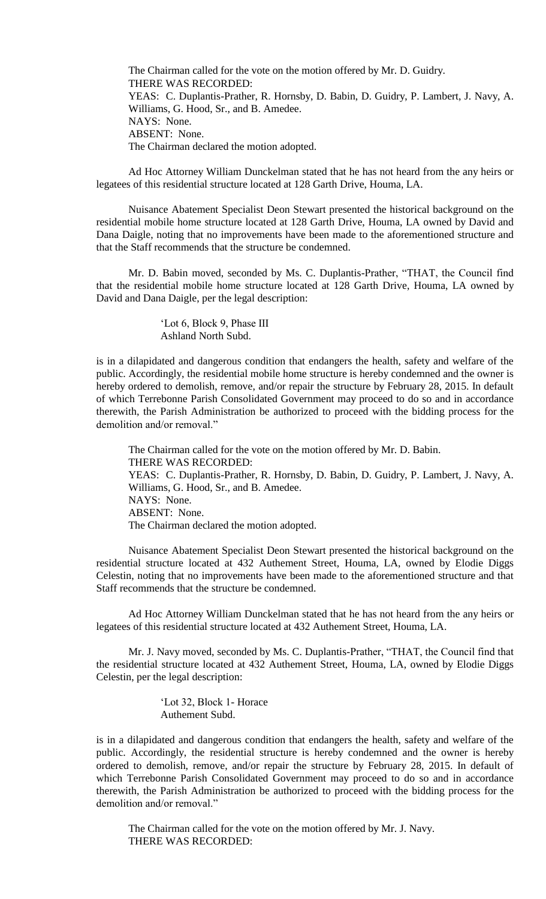The Chairman called for the vote on the motion offered by Mr. D. Guidry.
THERE WAS RECORDED:
YEAS: C. Duplantis-Prather, R. Hornsby, D. Babin, D. Guidry, P. Lambert, J. Navy, A. Williams, G. Hood, Sr., and B. Amedee.
NAYS: None.
ABSENT: None.
The Chairman declared the motion adopted.

Ad Hoc Attorney William Dunckelman stated that he has not heard from the any heirs or legatees of this residential structure located at 128 Garth Drive, Houma, LA.

Nuisance Abatement Specialist Deon Stewart presented the historical background on the residential mobile home structure located at 128 Garth Drive, Houma, LA owned by David and Dana Daigle, noting that no improvements have been made to the aforementioned structure and that the Staff recommends that the structure be condemned.

Mr. D. Babin moved, seconded by Ms. C. Duplantis-Prather, "THAT, the Council find that the residential mobile home structure located at 128 Garth Drive, Houma, LA owned by David and Dana Daigle, per the legal description:

> 'Lot 6, Block 9, Phase III
> Ashland North Subd.

is in a dilapidated and dangerous condition that endangers the health, safety and welfare of the public. Accordingly, the residential mobile home structure is hereby condemned and the owner is hereby ordered to demolish, remove, and/or repair the structure by February 28, 2015. In default of which Terrebonne Parish Consolidated Government may proceed to do so and in accordance therewith, the Parish Administration be authorized to proceed with the bidding process for the demolition and/or removal."

The Chairman called for the vote on the motion offered by Mr. D. Babin.
THERE WAS RECORDED:
YEAS: C. Duplantis-Prather, R. Hornsby, D. Babin, D. Guidry, P. Lambert, J. Navy, A. Williams, G. Hood, Sr., and B. Amedee.
NAYS: None.
ABSENT: None.
The Chairman declared the motion adopted.

Nuisance Abatement Specialist Deon Stewart presented the historical background on the residential structure located at 432 Authement Street, Houma, LA, owned by Elodie Diggs Celestin, noting that no improvements have been made to the aforementioned structure and that Staff recommends that the structure be condemned.

Ad Hoc Attorney William Dunckelman stated that he has not heard from the any heirs or legatees of this residential structure located at 432 Authement Street, Houma, LA.

Mr. J. Navy moved, seconded by Ms. C. Duplantis-Prather, "THAT, the Council find that the residential structure located at 432 Authement Street, Houma, LA, owned by Elodie Diggs Celestin, per the legal description:

> 'Lot 32, Block 1- Horace
> Authement Subd.

is in a dilapidated and dangerous condition that endangers the health, safety and welfare of the public. Accordingly, the residential structure is hereby condemned and the owner is hereby ordered to demolish, remove, and/or repair the structure by February 28, 2015. In default of which Terrebonne Parish Consolidated Government may proceed to do so and in accordance therewith, the Parish Administration be authorized to proceed with the bidding process for the demolition and/or removal."

The Chairman called for the vote on the motion offered by Mr. J. Navy.
THERE WAS RECORDED: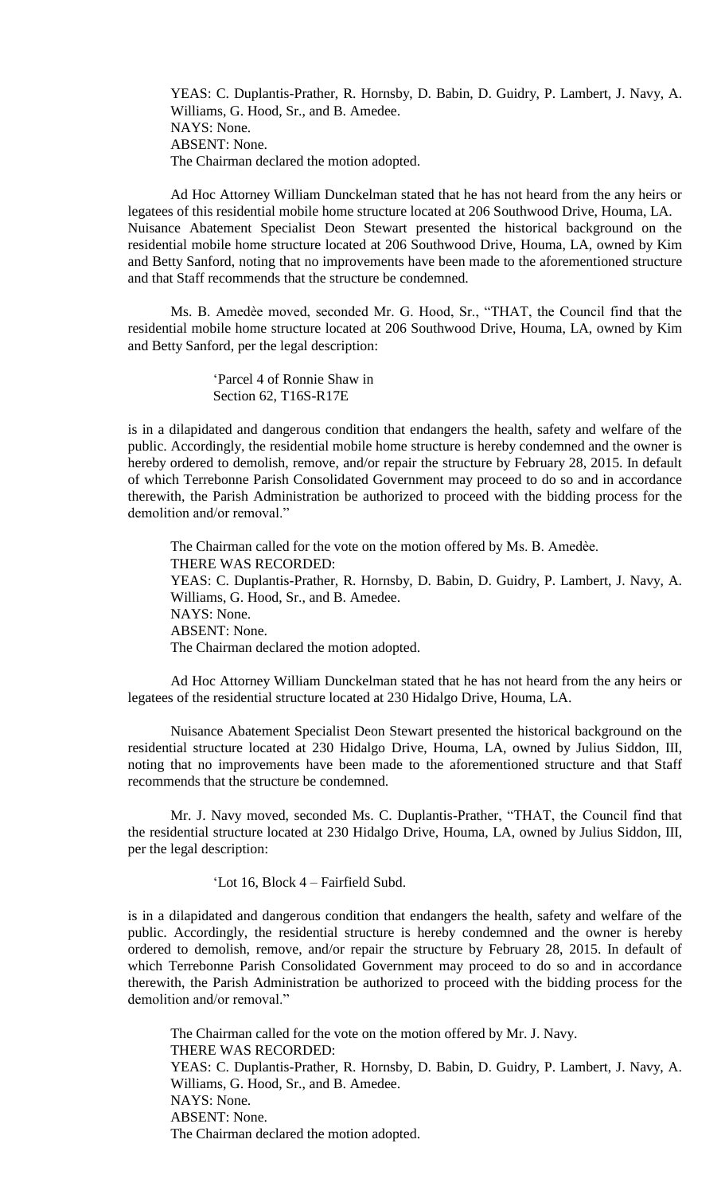YEAS: C. Duplantis-Prather, R. Hornsby, D. Babin, D. Guidry, P. Lambert, J. Navy, A. Williams, G. Hood, Sr., and B. Amedee.
NAYS: None.
ABSENT: None.
The Chairman declared the motion adopted.

Ad Hoc Attorney William Dunckelman stated that he has not heard from the any heirs or legatees of this residential mobile home structure located at 206 Southwood Drive, Houma, LA. Nuisance Abatement Specialist Deon Stewart presented the historical background on the residential mobile home structure located at 206 Southwood Drive, Houma, LA, owned by Kim and Betty Sanford, noting that no improvements have been made to the aforementioned structure and that Staff recommends that the structure be condemned.

Ms. B. Amedèe moved, seconded Mr. G. Hood, Sr., "THAT, the Council find that the residential mobile home structure located at 206 Southwood Drive, Houma, LA, owned by Kim and Betty Sanford, per the legal description:

> 'Parcel 4 of Ronnie Shaw in
> Section 62, T16S-R17E

is in a dilapidated and dangerous condition that endangers the health, safety and welfare of the public. Accordingly, the residential mobile home structure is hereby condemned and the owner is hereby ordered to demolish, remove, and/or repair the structure by February 28, 2015. In default of which Terrebonne Parish Consolidated Government may proceed to do so and in accordance therewith, the Parish Administration be authorized to proceed with the bidding process for the demolition and/or removal."

The Chairman called for the vote on the motion offered by Ms. B. Amedèe.
THERE WAS RECORDED:
YEAS: C. Duplantis-Prather, R. Hornsby, D. Babin, D. Guidry, P. Lambert, J. Navy, A. Williams, G. Hood, Sr., and B. Amedee.
NAYS: None.
ABSENT: None.
The Chairman declared the motion adopted.

Ad Hoc Attorney William Dunckelman stated that he has not heard from the any heirs or legatees of the residential structure located at 230 Hidalgo Drive, Houma, LA.

Nuisance Abatement Specialist Deon Stewart presented the historical background on the residential structure located at 230 Hidalgo Drive, Houma, LA, owned by Julius Siddon, III, noting that no improvements have been made to the aforementioned structure and that Staff recommends that the structure be condemned.

Mr. J. Navy moved, seconded Ms. C. Duplantis-Prather, "THAT, the Council find that the residential structure located at 230 Hidalgo Drive, Houma, LA, owned by Julius Siddon, III, per the legal description:

> 'Lot 16, Block 4 – Fairfield Subd.

is in a dilapidated and dangerous condition that endangers the health, safety and welfare of the public. Accordingly, the residential structure is hereby condemned and the owner is hereby ordered to demolish, remove, and/or repair the structure by February 28, 2015. In default of which Terrebonne Parish Consolidated Government may proceed to do so and in accordance therewith, the Parish Administration be authorized to proceed with the bidding process for the demolition and/or removal."

The Chairman called for the vote on the motion offered by Mr. J. Navy.
THERE WAS RECORDED:
YEAS: C. Duplantis-Prather, R. Hornsby, D. Babin, D. Guidry, P. Lambert, J. Navy, A. Williams, G. Hood, Sr., and B. Amedee.
NAYS: None.
ABSENT: None.
The Chairman declared the motion adopted.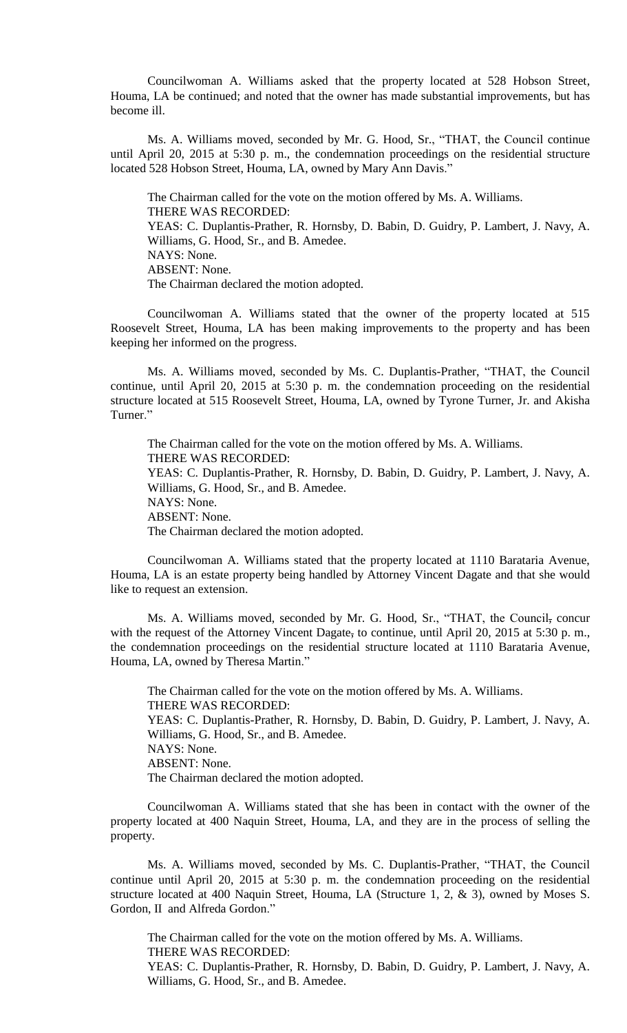Councilwoman A. Williams asked that the property located at 528 Hobson Street, Houma, LA be continued; and noted that the owner has made substantial improvements, but has become ill.

Ms. A. Williams moved, seconded by Mr. G. Hood, Sr., "THAT, the Council continue until April 20, 2015 at 5:30 p. m., the condemnation proceedings on the residential structure located 528 Hobson Street, Houma, LA, owned by Mary Ann Davis."

The Chairman called for the vote on the motion offered by Ms. A. Williams.
THERE WAS RECORDED:
YEAS: C. Duplantis-Prather, R. Hornsby, D. Babin, D. Guidry, P. Lambert, J. Navy, A. Williams, G. Hood, Sr., and B. Amedee.
NAYS: None.
ABSENT: None.
The Chairman declared the motion adopted.

Councilwoman A. Williams stated that the owner of the property located at 515 Roosevelt Street, Houma, LA has been making improvements to the property and has been keeping her informed on the progress.

Ms. A. Williams moved, seconded by Ms. C. Duplantis-Prather, "THAT, the Council continue, until April 20, 2015 at 5:30 p. m. the condemnation proceeding on the residential structure located at 515 Roosevelt Street, Houma, LA, owned by Tyrone Turner, Jr. and Akisha Turner."

The Chairman called for the vote on the motion offered by Ms. A. Williams.
THERE WAS RECORDED:
YEAS: C. Duplantis-Prather, R. Hornsby, D. Babin, D. Guidry, P. Lambert, J. Navy, A. Williams, G. Hood, Sr., and B. Amedee.
NAYS: None.
ABSENT: None.
The Chairman declared the motion adopted.

Councilwoman A. Williams stated that the property located at 1110 Barataria Avenue, Houma, LA is an estate property being handled by Attorney Vincent Dagate and that she would like to request an extension.

Ms. A. Williams moved, seconded by Mr. G. Hood, Sr., "THAT, the Council~~,~~ concur with the request of the Attorney Vincent Dagate~~,~~ to continue, until April 20, 2015 at 5:30 p. m., the condemnation proceedings on the residential structure located at 1110 Barataria Avenue, Houma, LA, owned by Theresa Martin."

The Chairman called for the vote on the motion offered by Ms. A. Williams.
THERE WAS RECORDED:
YEAS: C. Duplantis-Prather, R. Hornsby, D. Babin, D. Guidry, P. Lambert, J. Navy, A. Williams, G. Hood, Sr., and B. Amedee.
NAYS: None.
ABSENT: None.
The Chairman declared the motion adopted.

Councilwoman A. Williams stated that she has been in contact with the owner of the property located at 400 Naquin Street, Houma, LA, and they are in the process of selling the property.

Ms. A. Williams moved, seconded by Ms. C. Duplantis-Prather, "THAT, the Council continue until April 20, 2015 at 5:30 p. m. the condemnation proceeding on the residential structure located at 400 Naquin Street, Houma, LA (Structure 1, 2, & 3), owned by Moses S. Gordon, II and Alfreda Gordon."

The Chairman called for the vote on the motion offered by Ms. A. Williams.
THERE WAS RECORDED:
YEAS: C. Duplantis-Prather, R. Hornsby, D. Babin, D. Guidry, P. Lambert, J. Navy, A. Williams, G. Hood, Sr., and B. Amedee.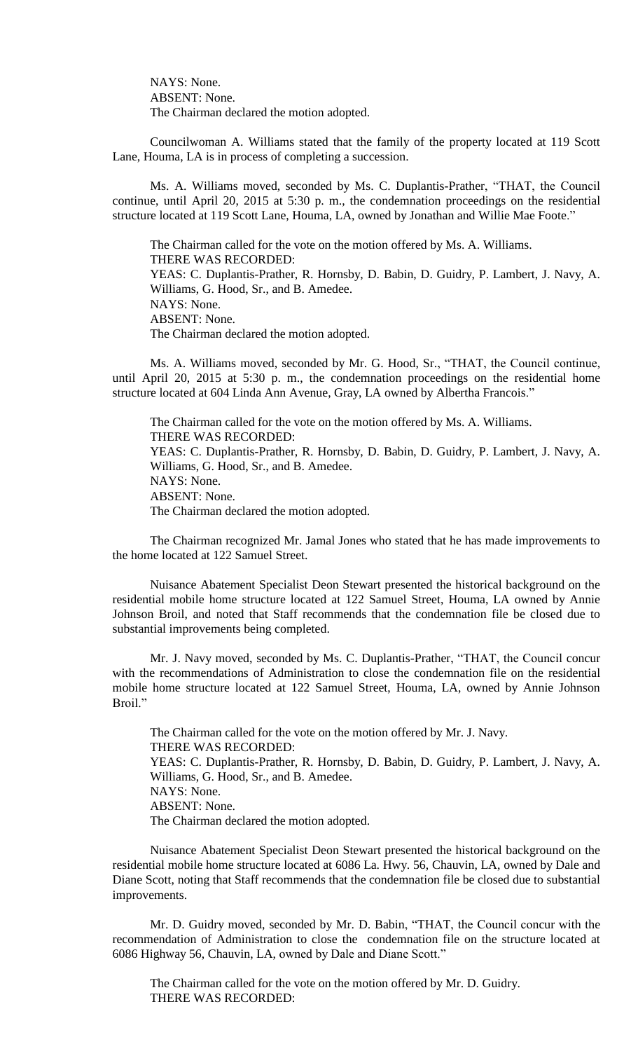NAYS: None.
ABSENT: None.
The Chairman declared the motion adopted.

Councilwoman A. Williams stated that the family of the property located at 119 Scott Lane, Houma, LA is in process of completing a succession.

Ms. A. Williams moved, seconded by Ms. C. Duplantis-Prather, "THAT, the Council continue, until April 20, 2015 at 5:30 p. m., the condemnation proceedings on the residential structure located at 119 Scott Lane, Houma, LA, owned by Jonathan and Willie Mae Foote."

The Chairman called for the vote on the motion offered by Ms. A. Williams.
THERE WAS RECORDED:
YEAS: C. Duplantis-Prather, R. Hornsby, D. Babin, D. Guidry, P. Lambert, J. Navy, A. Williams, G. Hood, Sr., and B. Amedee.
NAYS: None.
ABSENT: None.
The Chairman declared the motion adopted.

Ms. A. Williams moved, seconded by Mr. G. Hood, Sr., "THAT, the Council continue, until April 20, 2015 at 5:30 p. m., the condemnation proceedings on the residential home structure located at 604 Linda Ann Avenue, Gray, LA owned by Albertha Francois."

The Chairman called for the vote on the motion offered by Ms. A. Williams.
THERE WAS RECORDED:
YEAS: C. Duplantis-Prather, R. Hornsby, D. Babin, D. Guidry, P. Lambert, J. Navy, A. Williams, G. Hood, Sr., and B. Amedee.
NAYS: None.
ABSENT: None.
The Chairman declared the motion adopted.

The Chairman recognized Mr. Jamal Jones who stated that he has made improvements to the home located at 122 Samuel Street.

Nuisance Abatement Specialist Deon Stewart presented the historical background on the residential mobile home structure located at 122 Samuel Street, Houma, LA owned by Annie Johnson Broil, and noted that Staff recommends that the condemnation file be closed due to substantial improvements being completed.

Mr. J. Navy moved, seconded by Ms. C. Duplantis-Prather, "THAT, the Council concur with the recommendations of Administration to close the condemnation file on the residential mobile home structure located at 122 Samuel Street, Houma, LA, owned by Annie Johnson Broil."

The Chairman called for the vote on the motion offered by Mr. J. Navy.
THERE WAS RECORDED:
YEAS: C. Duplantis-Prather, R. Hornsby, D. Babin, D. Guidry, P. Lambert, J. Navy, A. Williams, G. Hood, Sr., and B. Amedee.
NAYS: None.
ABSENT: None.
The Chairman declared the motion adopted.

Nuisance Abatement Specialist Deon Stewart presented the historical background on the residential mobile home structure located at 6086 La. Hwy. 56, Chauvin, LA, owned by Dale and Diane Scott, noting that Staff recommends that the condemnation file be closed due to substantial improvements.

Mr. D. Guidry moved, seconded by Mr. D. Babin, "THAT, the Council concur with the recommendation of Administration to close the condemnation file on the structure located at 6086 Highway 56, Chauvin, LA, owned by Dale and Diane Scott."

The Chairman called for the vote on the motion offered by Mr. D. Guidry.
THERE WAS RECORDED: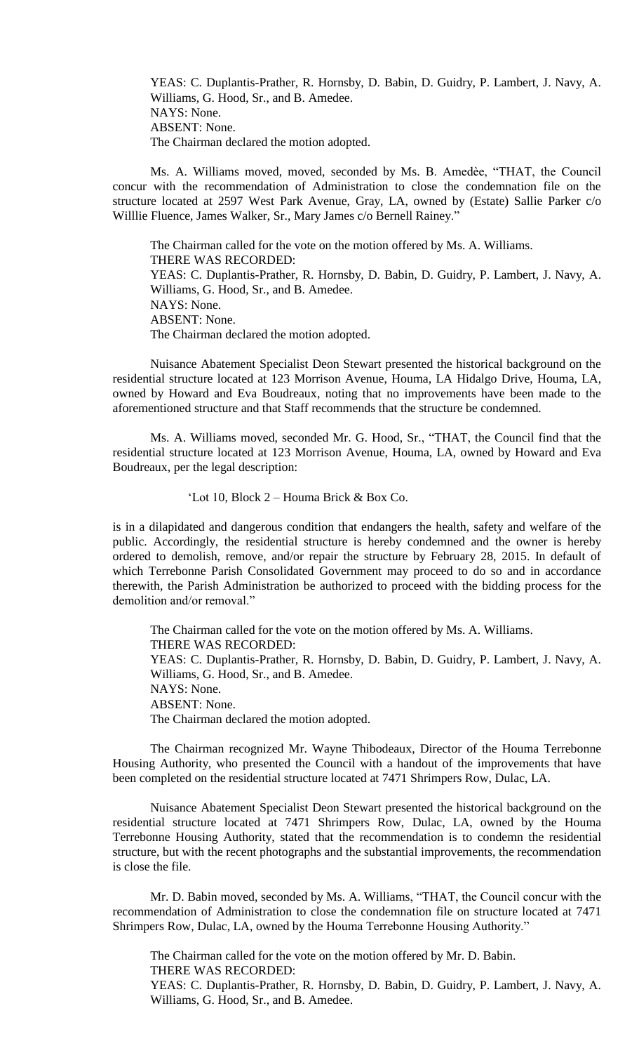YEAS: C. Duplantis-Prather, R. Hornsby, D. Babin, D. Guidry, P. Lambert, J. Navy, A. Williams, G. Hood, Sr., and B. Amedee.
NAYS: None.
ABSENT: None.
The Chairman declared the motion adopted.

Ms. A. Williams moved, moved, seconded by Ms. B. Amedèe, "THAT, the Council concur with the recommendation of Administration to close the condemnation file on the structure located at 2597 West Park Avenue, Gray, LA, owned by (Estate) Sallie Parker c/o Willlie Fluence, James Walker, Sr., Mary James c/o Bernell Rainey."

The Chairman called for the vote on the motion offered by Ms. A. Williams.
THERE WAS RECORDED:
YEAS: C. Duplantis-Prather, R. Hornsby, D. Babin, D. Guidry, P. Lambert, J. Navy, A. Williams, G. Hood, Sr., and B. Amedee.
NAYS: None.
ABSENT: None.
The Chairman declared the motion adopted.

Nuisance Abatement Specialist Deon Stewart presented the historical background on the residential structure located at 123 Morrison Avenue, Houma, LA Hidalgo Drive, Houma, LA, owned by Howard and Eva Boudreaux, noting that no improvements have been made to the aforementioned structure and that Staff recommends that the structure be condemned.

Ms. A. Williams moved, seconded Mr. G. Hood, Sr., "THAT, the Council find that the residential structure located at 123 Morrison Avenue, Houma, LA, owned by Howard and Eva Boudreaux, per the legal description:

'Lot 10, Block 2 – Houma Brick & Box Co.

is in a dilapidated and dangerous condition that endangers the health, safety and welfare of the public. Accordingly, the residential structure is hereby condemned and the owner is hereby ordered to demolish, remove, and/or repair the structure by February 28, 2015. In default of which Terrebonne Parish Consolidated Government may proceed to do so and in accordance therewith, the Parish Administration be authorized to proceed with the bidding process for the demolition and/or removal."

The Chairman called for the vote on the motion offered by Ms. A. Williams.
THERE WAS RECORDED:
YEAS: C. Duplantis-Prather, R. Hornsby, D. Babin, D. Guidry, P. Lambert, J. Navy, A. Williams, G. Hood, Sr., and B. Amedee.
NAYS: None.
ABSENT: None.
The Chairman declared the motion adopted.

The Chairman recognized Mr. Wayne Thibodeaux, Director of the Houma Terrebonne Housing Authority, who presented the Council with a handout of the improvements that have been completed on the residential structure located at 7471 Shrimpers Row, Dulac, LA.

Nuisance Abatement Specialist Deon Stewart presented the historical background on the residential structure located at 7471 Shrimpers Row, Dulac, LA, owned by the Houma Terrebonne Housing Authority, stated that the recommendation is to condemn the residential structure, but with the recent photographs and the substantial improvements, the recommendation is close the file.

Mr. D. Babin moved, seconded by Ms. A. Williams, "THAT, the Council concur with the recommendation of Administration to close the condemnation file on structure located at 7471 Shrimpers Row, Dulac, LA, owned by the Houma Terrebonne Housing Authority."

The Chairman called for the vote on the motion offered by Mr. D. Babin.
THERE WAS RECORDED:
YEAS: C. Duplantis-Prather, R. Hornsby, D. Babin, D. Guidry, P. Lambert, J. Navy, A. Williams, G. Hood, Sr., and B. Amedee.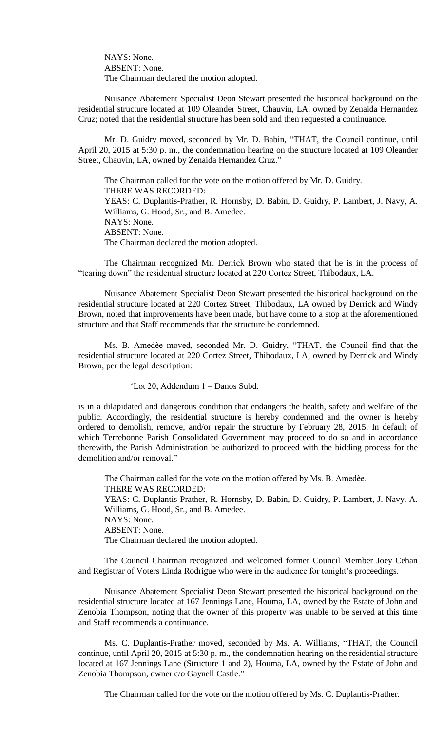NAYS: None.
ABSENT: None.
The Chairman declared the motion adopted.

Nuisance Abatement Specialist Deon Stewart presented the historical background on the residential structure located at 109 Oleander Street, Chauvin, LA, owned by Zenaida Hernandez Cruz; noted that the residential structure has been sold and then requested a continuance.

Mr. D. Guidry moved, seconded by Mr. D. Babin, "THAT, the Council continue, until April 20, 2015 at 5:30 p. m., the condemnation hearing on the structure located at 109 Oleander Street, Chauvin, LA, owned by Zenaida Hernandez Cruz."

The Chairman called for the vote on the motion offered by Mr. D. Guidry.
THERE WAS RECORDED:
YEAS: C. Duplantis-Prather, R. Hornsby, D. Babin, D. Guidry, P. Lambert, J. Navy, A. Williams, G. Hood, Sr., and B. Amedee.
NAYS: None.
ABSENT: None.
The Chairman declared the motion adopted.

The Chairman recognized Mr. Derrick Brown who stated that he is in the process of "tearing down" the residential structure located at 220 Cortez Street, Thibodaux, LA.

Nuisance Abatement Specialist Deon Stewart presented the historical background on the residential structure located at 220 Cortez Street, Thibodaux, LA owned by Derrick and Windy Brown, noted that improvements have been made, but have come to a stop at the aforementioned structure and that Staff recommends that the structure be condemned.

Ms. B. Amedèe moved, seconded Mr. D. Guidry, "THAT, the Council find that the residential structure located at 220 Cortez Street, Thibodaux, LA, owned by Derrick and Windy Brown, per the legal description:

'Lot 20, Addendum 1 – Danos Subd.

is in a dilapidated and dangerous condition that endangers the health, safety and welfare of the public. Accordingly, the residential structure is hereby condemned and the owner is hereby ordered to demolish, remove, and/or repair the structure by February 28, 2015. In default of which Terrebonne Parish Consolidated Government may proceed to do so and in accordance therewith, the Parish Administration be authorized to proceed with the bidding process for the demolition and/or removal."

The Chairman called for the vote on the motion offered by Ms. B. Amedèe.
THERE WAS RECORDED:
YEAS: C. Duplantis-Prather, R. Hornsby, D. Babin, D. Guidry, P. Lambert, J. Navy, A. Williams, G. Hood, Sr., and B. Amedee.
NAYS: None.
ABSENT: None.
The Chairman declared the motion adopted.

The Council Chairman recognized and welcomed former Council Member Joey Cehan and Registrar of Voters Linda Rodrigue who were in the audience for tonight's proceedings.

Nuisance Abatement Specialist Deon Stewart presented the historical background on the residential structure located at 167 Jennings Lane, Houma, LA, owned by the Estate of John and Zenobia Thompson, noting that the owner of this property was unable to be served at this time and Staff recommends a continuance.

Ms. C. Duplantis-Prather moved, seconded by Ms. A. Williams, "THAT, the Council continue, until April 20, 2015 at 5:30 p. m., the condemnation hearing on the residential structure located at 167 Jennings Lane (Structure 1 and 2), Houma, LA, owned by the Estate of John and Zenobia Thompson, owner c/o Gaynell Castle."

The Chairman called for the vote on the motion offered by Ms. C. Duplantis-Prather.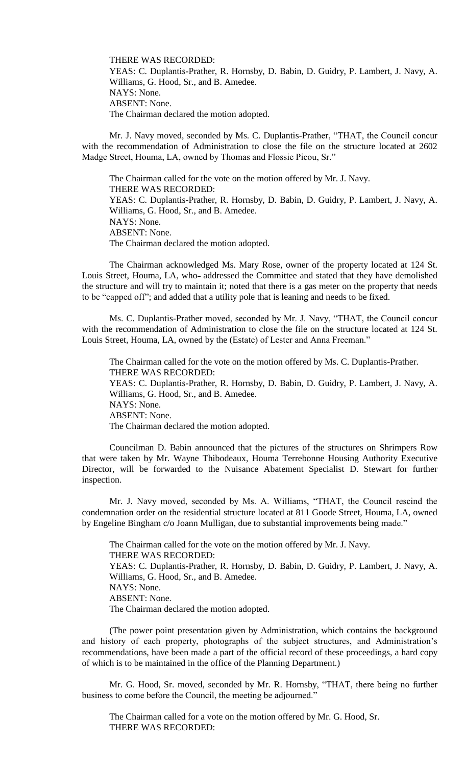THERE WAS RECORDED:
YEAS: C. Duplantis-Prather, R. Hornsby, D. Babin, D. Guidry, P. Lambert, J. Navy, A. Williams, G. Hood, Sr., and B. Amedee.
NAYS: None.
ABSENT: None.
The Chairman declared the motion adopted.

Mr. J. Navy moved, seconded by Ms. C. Duplantis-Prather, "THAT, the Council concur with the recommendation of Administration to close the file on the structure located at 2602 Madge Street, Houma, LA, owned by Thomas and Flossie Picou, Sr."

The Chairman called for the vote on the motion offered by Mr. J. Navy.
THERE WAS RECORDED:
YEAS: C. Duplantis-Prather, R. Hornsby, D. Babin, D. Guidry, P. Lambert, J. Navy, A. Williams, G. Hood, Sr., and B. Amedee.
NAYS: None.
ABSENT: None.
The Chairman declared the motion adopted.

The Chairman acknowledged Ms. Mary Rose, owner of the property located at 124 St. Louis Street, Houma, LA, who addressed the Committee and stated that they have demolished the structure and will try to maintain it; noted that there is a gas meter on the property that needs to be "capped off"; and added that a utility pole that is leaning and needs to be fixed.

Ms. C. Duplantis-Prather moved, seconded by Mr. J. Navy, "THAT, the Council concur with the recommendation of Administration to close the file on the structure located at 124 St. Louis Street, Houma, LA, owned by the (Estate) of Lester and Anna Freeman."

The Chairman called for the vote on the motion offered by Ms. C. Duplantis-Prather.
THERE WAS RECORDED:
YEAS: C. Duplantis-Prather, R. Hornsby, D. Babin, D. Guidry, P. Lambert, J. Navy, A. Williams, G. Hood, Sr., and B. Amedee.
NAYS: None.
ABSENT: None.
The Chairman declared the motion adopted.

Councilman D. Babin announced that the pictures of the structures on Shrimpers Row that were taken by Mr. Wayne Thibodeaux, Houma Terrebonne Housing Authority Executive Director, will be forwarded to the Nuisance Abatement Specialist D. Stewart for further inspection.

Mr. J. Navy moved, seconded by Ms. A. Williams, "THAT, the Council rescind the condemnation order on the residential structure located at 811 Goode Street, Houma, LA, owned by Engeline Bingham c/o Joann Mulligan, due to substantial improvements being made."

The Chairman called for the vote on the motion offered by Mr. J. Navy.
THERE WAS RECORDED:
YEAS: C. Duplantis-Prather, R. Hornsby, D. Babin, D. Guidry, P. Lambert, J. Navy, A. Williams, G. Hood, Sr., and B. Amedee.
NAYS: None.
ABSENT: None.
The Chairman declared the motion adopted.

(The power point presentation given by Administration, which contains the background and history of each property, photographs of the subject structures, and Administration's recommendations, have been made a part of the official record of these proceedings, a hard copy of which is to be maintained in the office of the Planning Department.)

Mr. G. Hood, Sr. moved, seconded by Mr. R. Hornsby, "THAT, there being no further business to come before the Council, the meeting be adjourned."

The Chairman called for a vote on the motion offered by Mr. G. Hood, Sr.
THERE WAS RECORDED: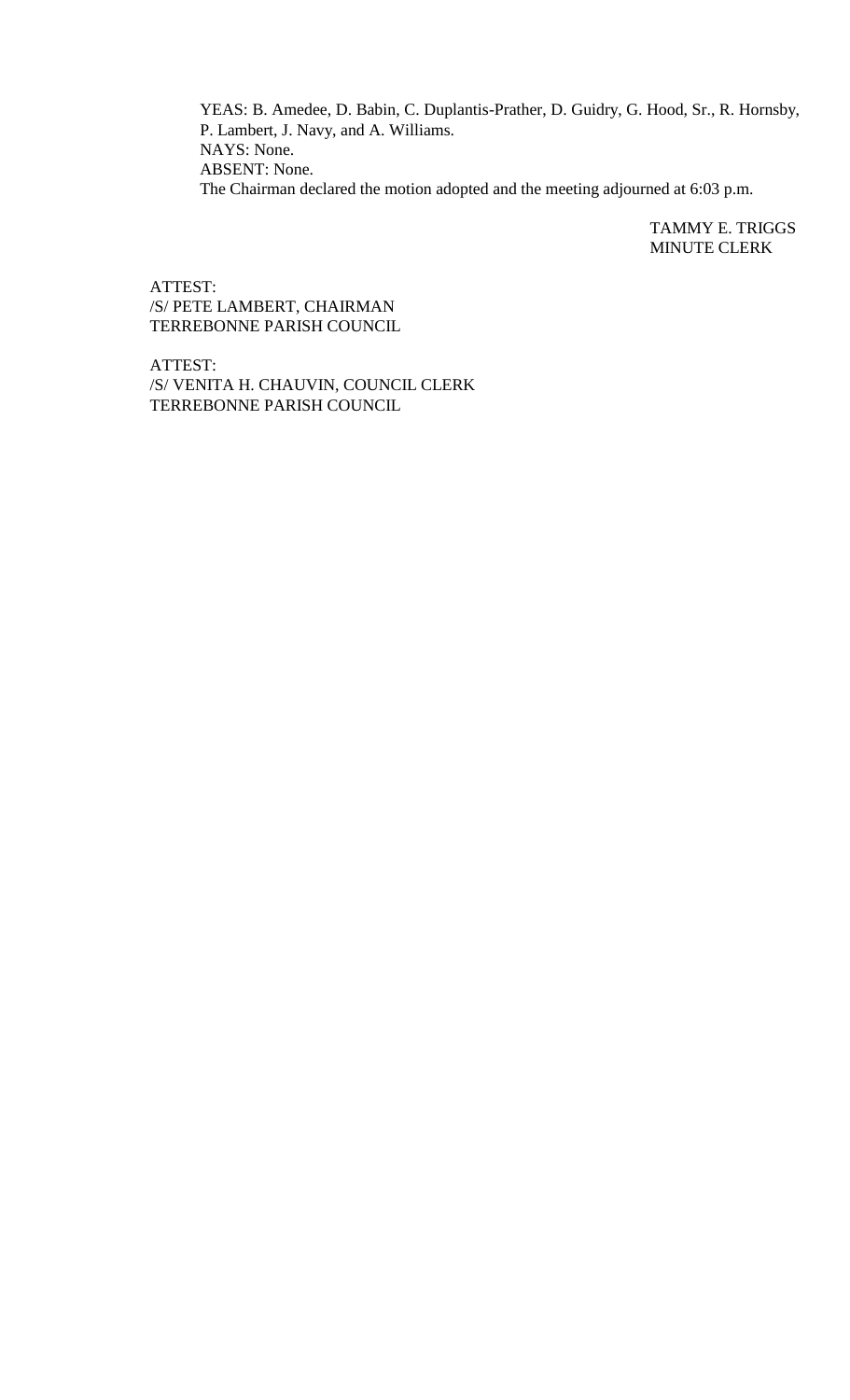YEAS: B. Amedee, D. Babin, C. Duplantis-Prather, D. Guidry, G. Hood, Sr., R. Hornsby, P. Lambert, J. Navy, and A. Williams.
NAYS: None.
ABSENT: None.
The Chairman declared the motion adopted and the meeting adjourned at 6:03 p.m.

TAMMY E. TRIGGS
MINUTE CLERK

ATTEST:
/S/ PETE LAMBERT, CHAIRMAN
TERREBONNE PARISH COUNCIL

ATTEST:
/S/ VENITA H. CHAUVIN, COUNCIL CLERK
TERREBONNE PARISH COUNCIL